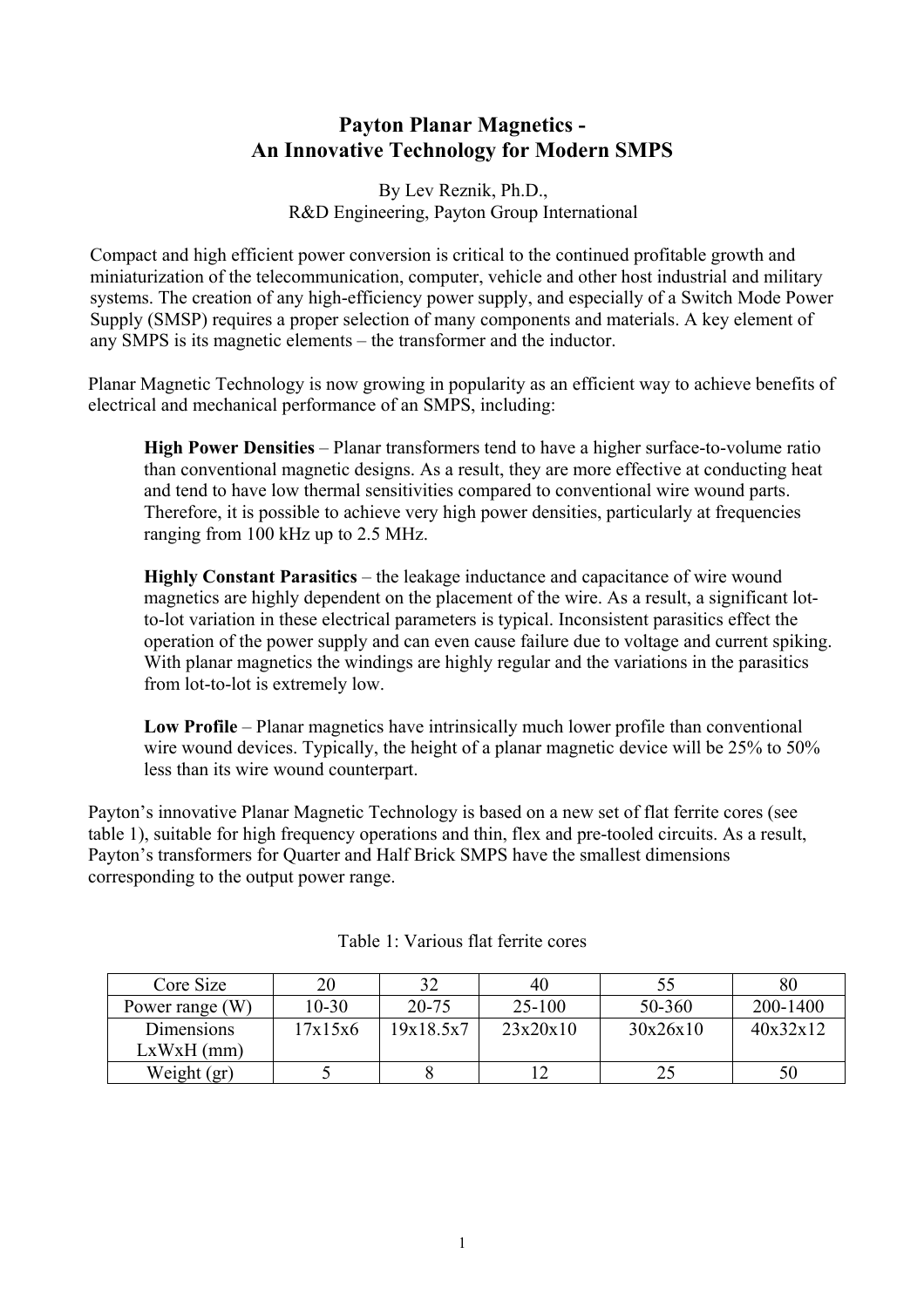# Payton Planar Magnetics - An Innovative Technology for Modern SMPS

By Lev Reznik, Ph.D.,
R&D Engineering, Payton Group International

Compact and high efficient power conversion is critical to the continued profitable growth and miniaturization of the telecommunication, computer, vehicle and other host industrial and military systems. The creation of any high-efficiency power supply, and especially of a Switch Mode Power Supply (SMSP) requires a proper selection of many components and materials. A key element of any SMPS is its magnetic elements – the transformer and the inductor.

Planar Magnetic Technology is now growing in popularity as an efficient way to achieve benefits of electrical and mechanical performance of an SMPS, including:

**High Power Densities** – Planar transformers tend to have a higher surface-to-volume ratio than conventional magnetic designs. As a result, they are more effective at conducting heat and tend to have low thermal sensitivities compared to conventional wire wound parts. Therefore, it is possible to achieve very high power densities, particularly at frequencies ranging from 100 kHz up to 2.5 MHz.

**Highly Constant Parasitics** – the leakage inductance and capacitance of wire wound magnetics are highly dependent on the placement of the wire. As a result, a significant lot-to-lot variation in these electrical parameters is typical. Inconsistent parasitics effect the operation of the power supply and can even cause failure due to voltage and current spiking. With planar magnetics the windings are highly regular and the variations in the parasitics from lot-to-lot is extremely low.

**Low Profile** – Planar magnetics have intrinsically much lower profile than conventional wire wound devices. Typically, the height of a planar magnetic device will be 25% to 50% less than its wire wound counterpart.

Payton's innovative Planar Magnetic Technology is based on a new set of flat ferrite cores (see table 1), suitable for high frequency operations and thin, flex and pre-tooled circuits. As a result, Payton's transformers for Quarter and Half Brick SMPS have the smallest dimensions corresponding to the output power range.

Table 1: Various flat ferrite cores

| Core Size | 20 | 32 | 40 | 55 | 80 |
|---|---|---|---|---|---|
| Power range (W) | 10-30 | 20-75 | 25-100 | 50-360 | 200-1400 |
| Dimensions LxWxH (mm) | 17x15x6 | 19x18.5x7 | 23x20x10 | 30x26x10 | 40x32x12 |
| Weight (gr) | 5 | 8 | 12 | 25 | 50 |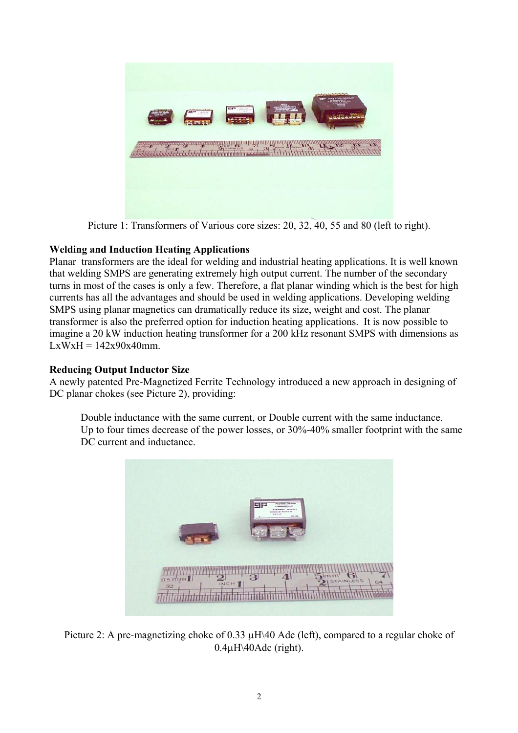Picture 1: Transformers of Various core sizes: 20, 32, 40, 55 and 80 (left to right).

**Welding and Induction Heating Applications**

Planar transformers are the ideal for welding and industrial heating applications. It is well known that welding SMPS are generating extremely high output current. The number of the secondary turns in most of the cases is only a few. Therefore, a flat planar winding which is the best for high currents has all the advantages and should be used in welding applications. Developing welding SMPS using planar magnetics can dramatically reduce its size, weight and cost. The planar transformer is also the preferred option for induction heating applications. It is now possible to imagine a 20 kW induction heating transformer for a 200 kHz resonant SMPS with dimensions as LxWxH = 142x90x40mm.

**Reducing Output Inductor Size**

A newly patented Pre-Magnetized Ferrite Technology introduced a new approach in designing of DC planar chokes (see Picture 2), providing:

> Double inductance with the same current, or Double current with the same inductance.
> Up to four times decrease of the power losses, or 30%-40% smaller footprint with the same DC current and inductance.

Picture 2: A pre-magnetizing choke of 0.33 μH\40 Adc (left), compared to a regular choke of 0.4μH\40Adc (right).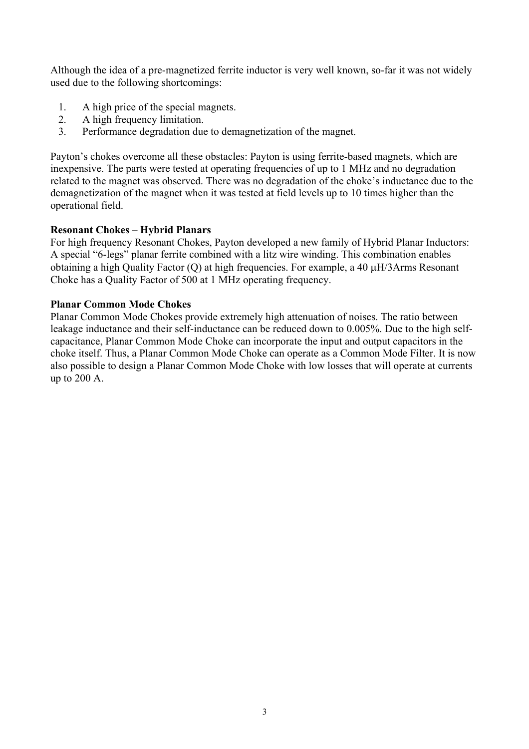Although the idea of a pre-magnetized ferrite inductor is very well known, so-far it was not widely used due to the following shortcomings:

1. A high price of the special magnets.
2. A high frequency limitation.
3. Performance degradation due to demagnetization of the magnet.

Payton's chokes overcome all these obstacles: Payton is using ferrite-based magnets, which are inexpensive. The parts were tested at operating frequencies of up to 1 MHz and no degradation related to the magnet was observed. There was no degradation of the choke's inductance due to the demagnetization of the magnet when it was tested at field levels up to 10 times higher than the operational field.

**Resonant Chokes – Hybrid Planars**

For high frequency Resonant Chokes, Payton developed a new family of Hybrid Planar Inductors: A special "6-legs" planar ferrite combined with a litz wire winding. This combination enables obtaining a high Quality Factor (Q) at high frequencies. For example, a 40 μH/3Arms Resonant Choke has a Quality Factor of 500 at 1 MHz operating frequency.

**Planar Common Mode Chokes**

Planar Common Mode Chokes provide extremely high attenuation of noises. The ratio between leakage inductance and their self-inductance can be reduced down to 0.005%. Due to the high self-capacitance, Planar Common Mode Choke can incorporate the input and output capacitors in the choke itself. Thus, a Planar Common Mode Choke can operate as a Common Mode Filter. It is now also possible to design a Planar Common Mode Choke with low losses that will operate at currents up to 200 A.